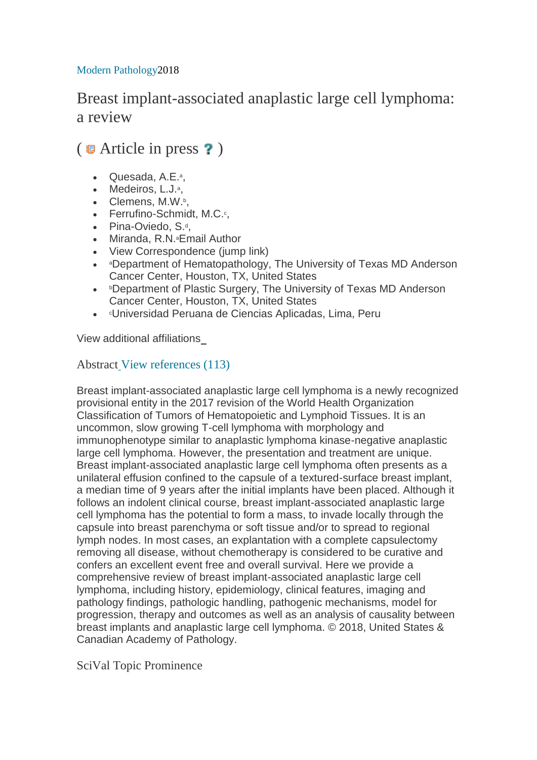Modern Pathology2018

# Breast implant-associated anaplastic large cell lymphoma: a review

## ( Article in press ? )

- Quesada, A.E.[a],
- Medeiros, L.J.[a],
- Clemens, M.W.[b],
- Ferrufino-Schmidt, M.C.[c],
- Pina-Oviedo, S.[d],
- Miranda, R.N.[a]Email Author
- View Correspondence (jump link)
- [a]Department of Hematopathology, The University of Texas MD Anderson Cancer Center, Houston, TX, United States
- [b]Department of Plastic Surgery, The University of Texas MD Anderson Cancer Center, Houston, TX, United States
- [c]Universidad Peruana de Ciencias Aplicadas, Lima, Peru

View additional affiliations

Abstract View references (113)

Breast implant-associated anaplastic large cell lymphoma is a newly recognized provisional entity in the 2017 revision of the World Health Organization Classification of Tumors of Hematopoietic and Lymphoid Tissues. It is an uncommon, slow growing T-cell lymphoma with morphology and immunophenotype similar to anaplastic lymphoma kinase-negative anaplastic large cell lymphoma. However, the presentation and treatment are unique. Breast implant-associated anaplastic large cell lymphoma often presents as a unilateral effusion confined to the capsule of a textured-surface breast implant, a median time of 9 years after the initial implants have been placed. Although it follows an indolent clinical course, breast implant-associated anaplastic large cell lymphoma has the potential to form a mass, to invade locally through the capsule into breast parenchyma or soft tissue and/or to spread to regional lymph nodes. In most cases, an explantation with a complete capsulectomy removing all disease, without chemotherapy is considered to be curative and confers an excellent event free and overall survival. Here we provide a comprehensive review of breast implant-associated anaplastic large cell lymphoma, including history, epidemiology, clinical features, imaging and pathology findings, pathologic handling, pathogenic mechanisms, model for progression, therapy and outcomes as well as an analysis of causality between breast implants and anaplastic large cell lymphoma. © 2018, United States & Canadian Academy of Pathology.

SciVal Topic Prominence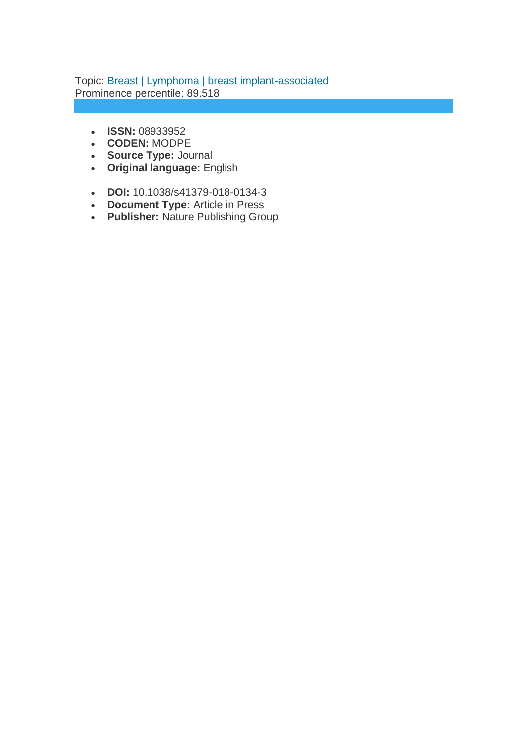Topic: Breast | Lymphoma | breast implant-associated
Prominence percentile: 89.518

- **ISSN:** 08933952
- **CODEN:** MODPE
- **Source Type:** Journal
- **Original language:** English

- **DOI:** 10.1038/s41379-018-0134-3
- **Document Type:** Article in Press
- **Publisher:** Nature Publishing Group